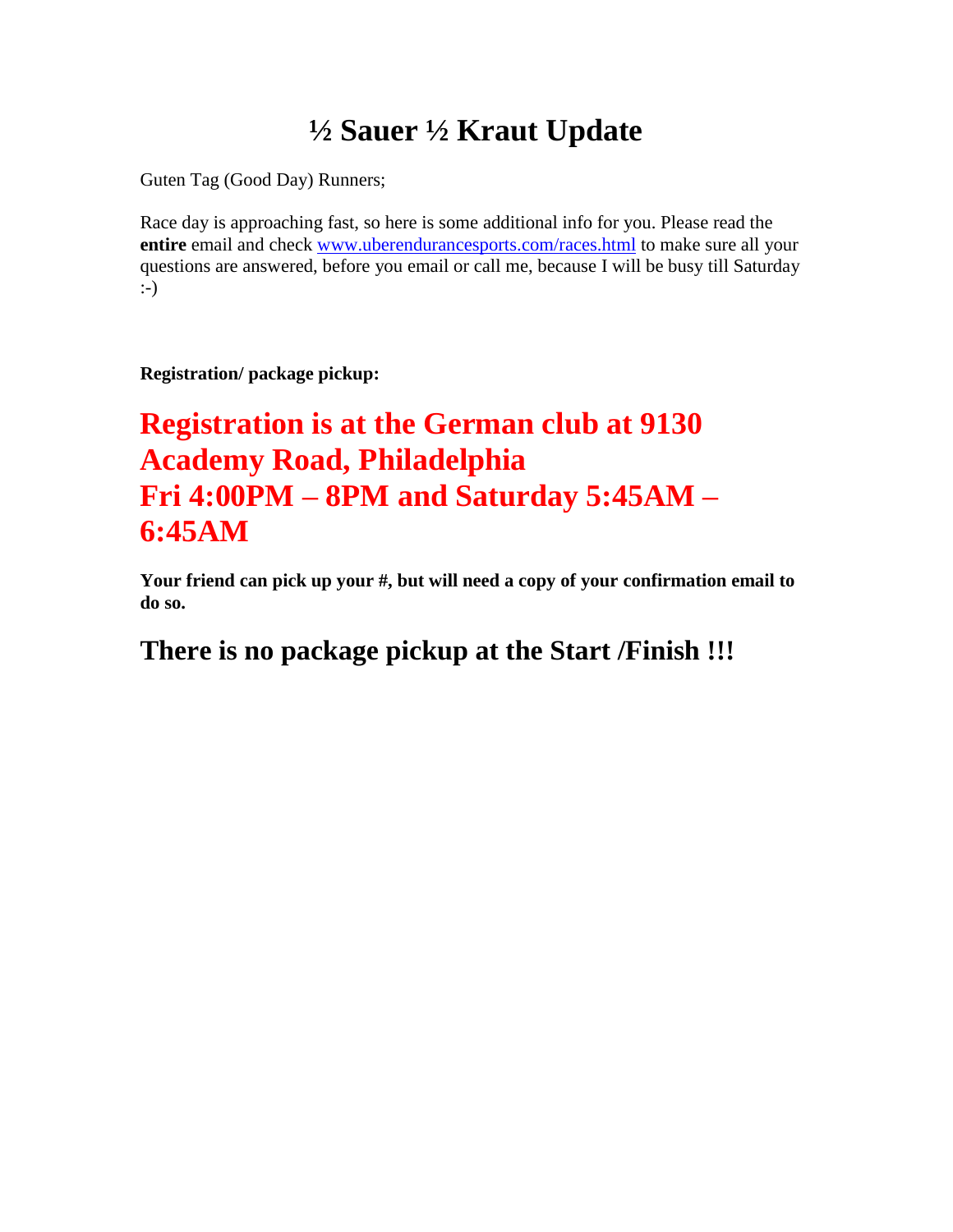# ½ Sauer ½ Kraut Update

Guten Tag (Good Day) Runners;

Race day is approaching fast, so here is some additional info for you. Please read the **entire** email and check [www.uberendurancesports.com/races.html](http://www.uberendurancesports.com/races.html) to make sure all your questions are answered, before you email or call me, because I will be busy till Saturday :-)

**Registration/ package pickup:**

## Registration is at the German club at 9130 Academy Road, Philadelphia
## Fri 4:00PM – 8PM and Saturday 5:45AM – 6:45AM

**Your friend can pick up your #, but will need a copy of your confirmation email to do so.**

## There is no package pickup at the Start /Finish !!!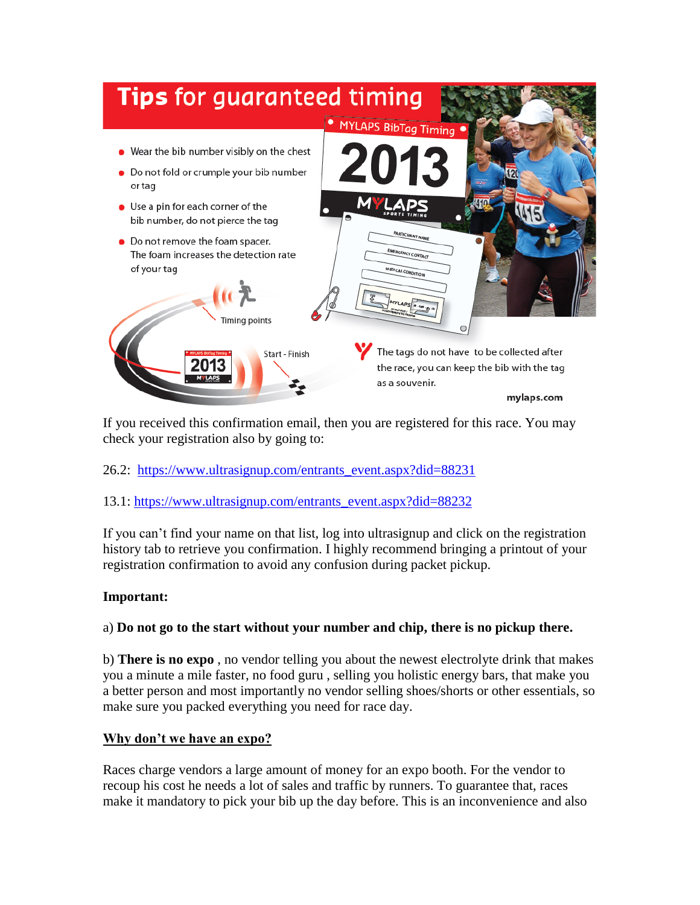# Tips for guaranteed timing

- Wear the bib number visibly on the chest
- Do not fold or crumple your bib number or tag
- Use a pin for each corner of the bib number, do not pierce the tag
- Do not remove the foam spacer. The foam increases the detection rate of your tag

Timing points

Start - Finish

The tags do not have to be collected after the race, you can keep the bib with the tag as a souvenir.

mylaps.com

If you received this confirmation email, then you are registered for this race. You may check your registration also by going to:

26.2: https://www.ultrasignup.com/entrants_event.aspx?did=88231

13.1: https://www.ultrasignup.com/entrants_event.aspx?did=88232

If you can't find your name on that list, log into ultrasignup and click on the registration history tab to retrieve you confirmation. I highly recommend bringing a printout of your registration confirmation to avoid any confusion during packet pickup.

**Important:**

a) **Do not go to the start without your number and chip, there is no pickup there.**

b) **There is no expo** , no vendor telling you about the newest electrolyte drink that makes you a minute a mile faster, no food guru , selling you holistic energy bars, that make you a better person and most importantly no vendor selling shoes/shorts or other essentials, so make sure you packed everything you need for race day.

**Why don't we have an expo?**

Races charge vendors a large amount of money for an expo booth. For the vendor to recoup his cost he needs a lot of sales and traffic by runners. To guarantee that, races make it mandatory to pick your bib up the day before. This is an inconvenience and also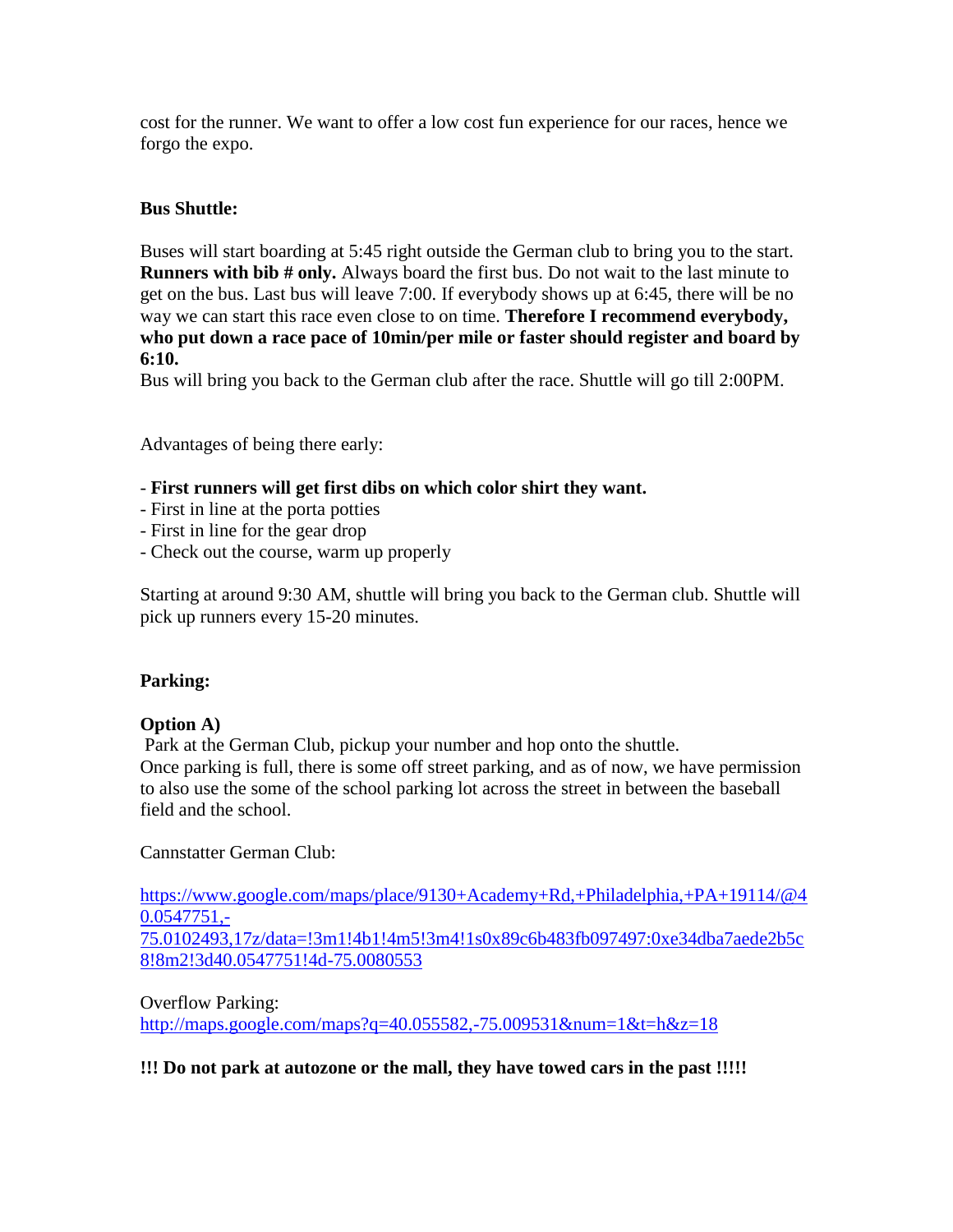cost for the runner. We want to offer a low cost fun experience for our races, hence we forgo the expo.

**Bus Shuttle:**

Buses will start boarding at 5:45 right outside the German club to bring you to the start. **Runners with bib # only.** Always board the first bus. Do not wait to the last minute to get on the bus. Last bus will leave 7:00. If everybody shows up at 6:45, there will be no way we can start this race even close to on time. **Therefore I recommend everybody, who put down a race pace of 10min/per mile or faster should register and board by 6:10.**

Bus will bring you back to the German club after the race. Shuttle will go till 2:00PM.

Advantages of being there early:

- **First runners will get first dibs on which color shirt they want.**
- First in line at the porta potties
- First in line for the gear drop
- Check out the course, warm up properly

Starting at around 9:30 AM, shuttle will bring you back to the German club. Shuttle will pick up runners every 15-20 minutes.

**Parking:**

**Option A)**

Park at the German Club, pickup your number and hop onto the shuttle.
Once parking is full, there is some off street parking, and as of now, we have permission to also use the some of the school parking lot across the street in between the baseball field and the school.

Cannstatter German Club:

https://www.google.com/maps/place/9130+Academy+Rd,+Philadelphia,+PA+19114/@40.0547751,-75.0102493,17z/data=!3m1!4b1!4m5!3m4!1s0x89c6b483fb097497:0xe34dba7aede2b5c8!8m2!3d40.0547751!4d-75.0080553

Overflow Parking:
http://maps.google.com/maps?q=40.055582,-75.009531&num=1&t=h&z=18

**!!! Do not park at autozone or the mall, they have towed cars in the past !!!!!**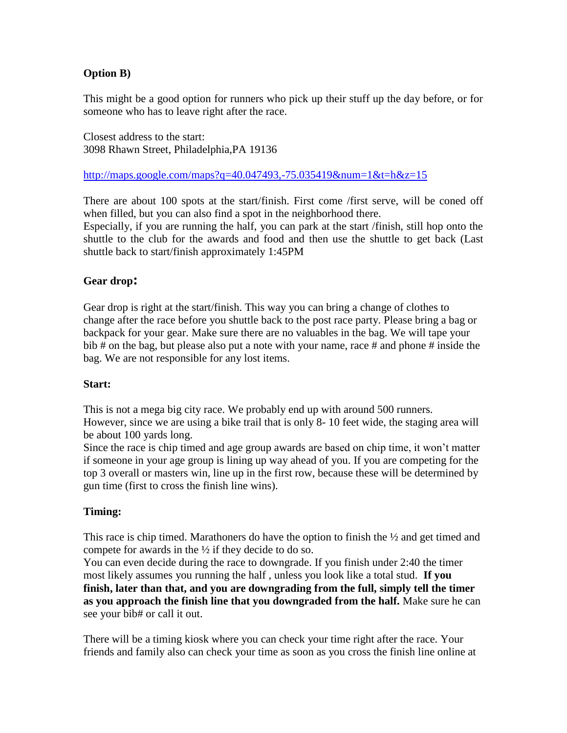**Option B)**

This might be a good option for runners who pick up their stuff up the day before, or for someone who has to leave right after the race.

Closest address to the start:
3098 Rhawn Street, Philadelphia,PA 19136

http://maps.google.com/maps?q=40.047493,-75.035419&num=1&t=h&z=15

There are about 100 spots at the start/finish. First come /first serve, will be coned off when filled, but you can also find a spot in the neighborhood there.
Especially, if you are running the half, you can park at the start /finish, still hop onto the shuttle to the club for the awards and food and then use the shuttle to get back (Last shuttle back to start/finish approximately 1:45PM

**Gear drop:**

Gear drop is right at the start/finish. This way you can bring a change of clothes to change after the race before you shuttle back to the post race party. Please bring a bag or backpack for your gear. Make sure there are no valuables in the bag. We will tape your bib # on the bag, but please also put a note with your name, race # and phone # inside the bag. We are not responsible for any lost items.

**Start:**

This is not a mega big city race. We probably end up with around 500 runners.
However, since we are using a bike trail that is only 8- 10 feet wide, the staging area will be about 100 yards long.
Since the race is chip timed and age group awards are based on chip time, it won't matter if someone in your age group is lining up way ahead of you. If you are competing for the top 3 overall or masters win, line up in the first row, because these will be determined by gun time (first to cross the finish line wins).

**Timing:**

This race is chip timed. Marathoners do have the option to finish the ½ and get timed and compete for awards in the ½ if they decide to do so.
You can even decide during the race to downgrade. If you finish under 2:40 the timer most likely assumes you running the half , unless you look like a total stud. **If you finish, later than that, and you are downgrading from the full, simply tell the timer as you approach the finish line that you downgraded from the half.** Make sure he can see your bib# or call it out.

There will be a timing kiosk where you can check your time right after the race. Your friends and family also can check your time as soon as you cross the finish line online at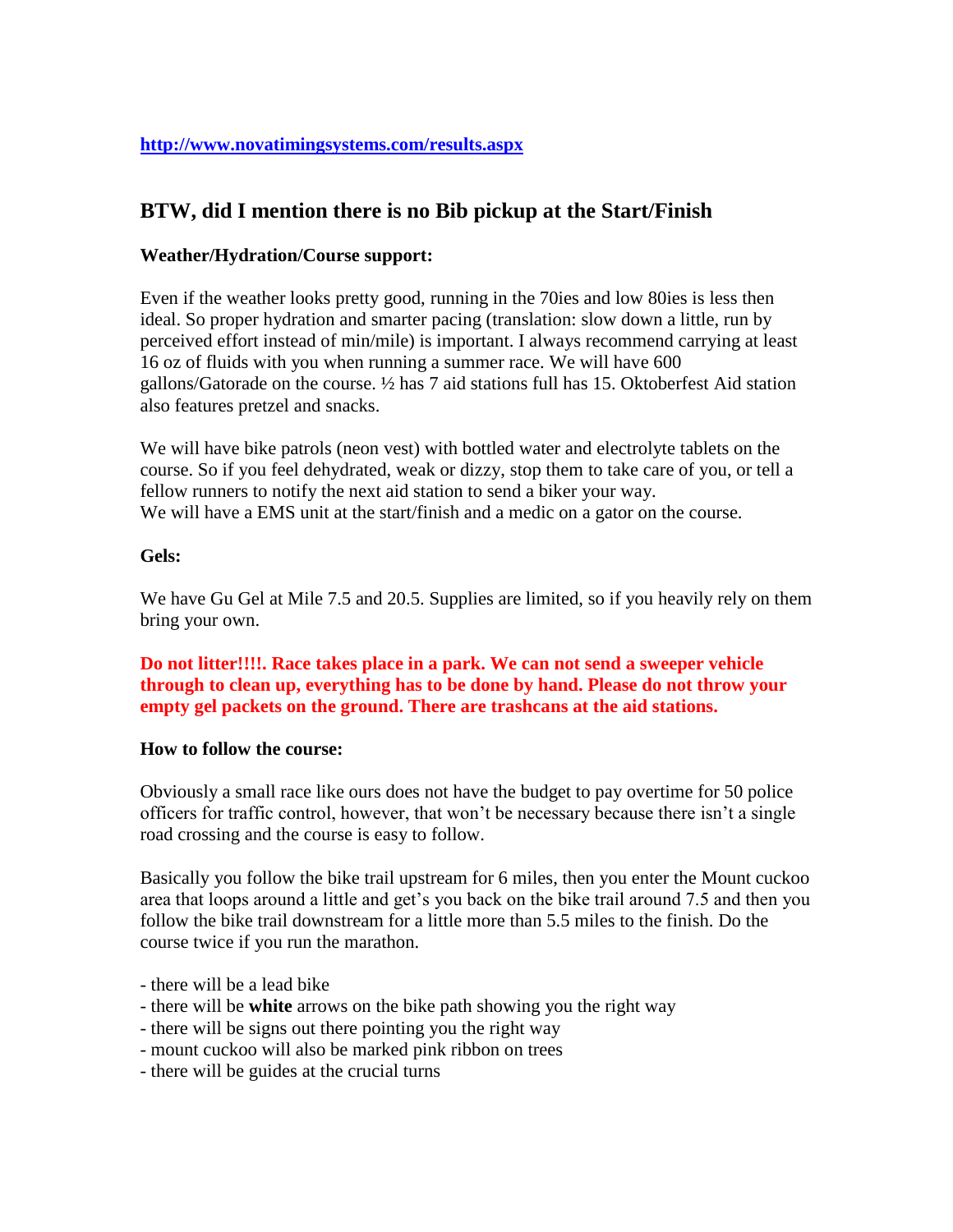[http://www.novatimingsystems.com/results.aspx](http://www.novatimingsystems.com/results.aspx)

## BTW, did I mention there is no Bib pickup at the Start/Finish

**Weather/Hydration/Course support:**

Even if the weather looks pretty good, running in the 70ies and low 80ies is less then ideal. So proper hydration and smarter pacing (translation: slow down a little, run by perceived effort instead of min/mile) is important. I always recommend carrying at least 16 oz of fluids with you when running a summer race. We will have 600 gallons/Gatorade on the course. ½ has 7 aid stations full has 15. Oktoberfest Aid station also features pretzel and snacks.

We will have bike patrols (neon vest) with bottled water and electrolyte tablets on the course. So if you feel dehydrated, weak or dizzy, stop them to take care of you, or tell a fellow runners to notify the next aid station to send a biker your way.
We will have a EMS unit at the start/finish and a medic on a gator on the course.

**Gels:**

We have Gu Gel at Mile 7.5 and 20.5. Supplies are limited, so if you heavily rely on them bring your own.

**Do not litter!!!!. Race takes place in a park. We can not send a sweeper vehicle through to clean up, everything has to be done by hand. Please do not throw your empty gel packets on the ground. There are trashcans at the aid stations.**

**How to follow the course:**

Obviously a small race like ours does not have the budget to pay overtime for 50 police officers for traffic control, however, that won't be necessary because there isn't a single road crossing and the course is easy to follow.

Basically you follow the bike trail upstream for 6 miles, then you enter the Mount cuckoo area that loops around a little and get's you back on the bike trail around 7.5 and then you follow the bike trail downstream for a little more than 5.5 miles to the finish. Do the course twice if you run the marathon.

- there will be a lead bike
- there will be **white** arrows on the bike path showing you the right way
- there will be signs out there pointing you the right way
- mount cuckoo will also be marked pink ribbon on trees
- there will be guides at the crucial turns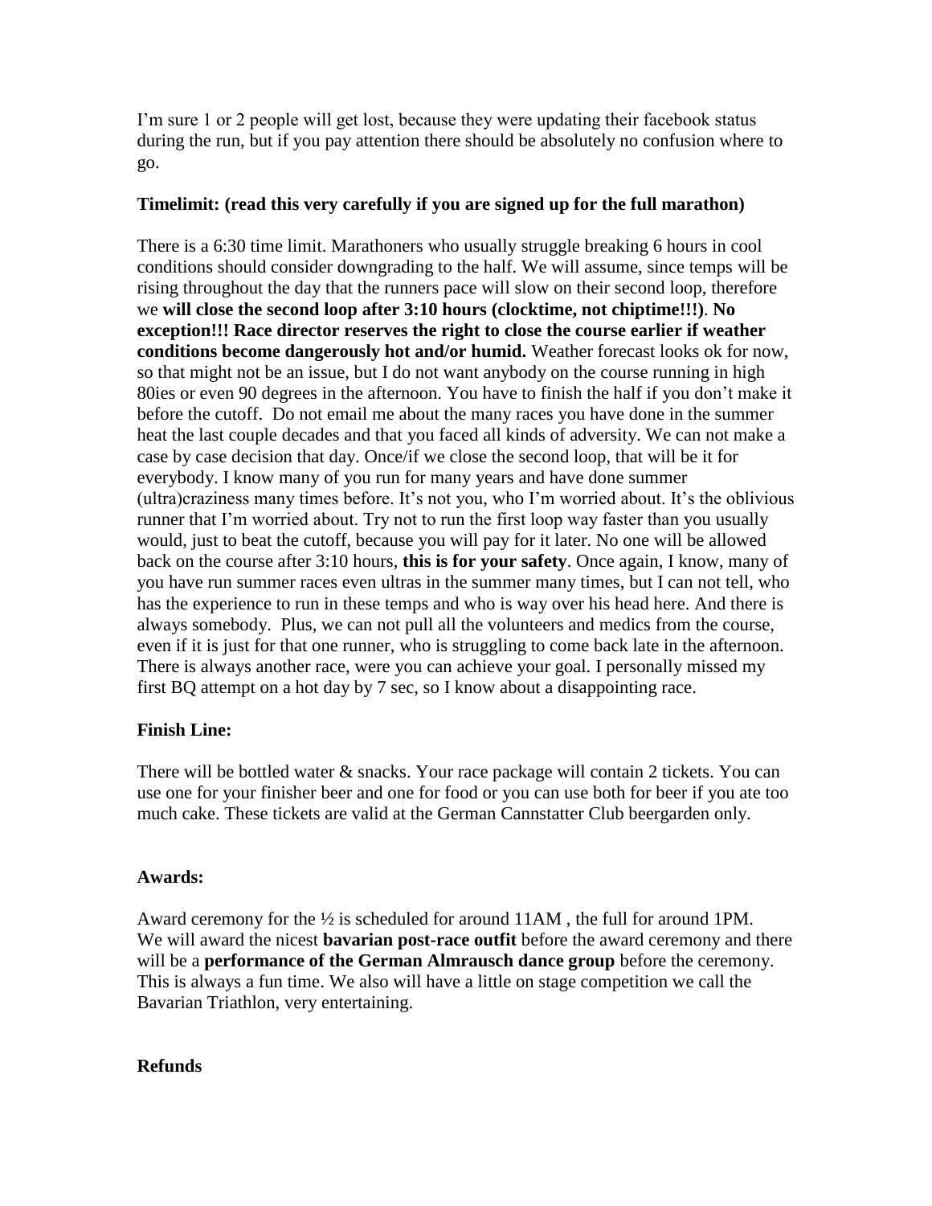I'm sure 1 or 2 people will get lost, because they were updating their facebook status during the run, but if you pay attention there should be absolutely no confusion where to go.

**Timelimit: (read this very carefully if you are signed up for the full marathon)**

There is a 6:30 time limit. Marathoners who usually struggle breaking 6 hours in cool conditions should consider downgrading to the half. We will assume, since temps will be rising throughout the day that the runners pace will slow on their second loop, therefore we **will close the second loop after 3:10 hours (clocktime, not chiptime!!!)**. **No exception!!! Race director reserves the right to close the course earlier if weather conditions become dangerously hot and/or humid.** Weather forecast looks ok for now, so that might not be an issue, but I do not want anybody on the course running in high 80ies or even 90 degrees in the afternoon. You have to finish the half if you don't make it before the cutoff. Do not email me about the many races you have done in the summer heat the last couple decades and that you faced all kinds of adversity. We can not make a case by case decision that day. Once/if we close the second loop, that will be it for everybody. I know many of you run for many years and have done summer (ultra)craziness many times before. It's not you, who I'm worried about. It's the oblivious runner that I'm worried about. Try not to run the first loop way faster than you usually would, just to beat the cutoff, because you will pay for it later. No one will be allowed back on the course after 3:10 hours, **this is for your safety**. Once again, I know, many of you have run summer races even ultras in the summer many times, but I can not tell, who has the experience to run in these temps and who is way over his head here. And there is always somebody. Plus, we can not pull all the volunteers and medics from the course, even if it is just for that one runner, who is struggling to come back late in the afternoon. There is always another race, were you can achieve your goal. I personally missed my first BQ attempt on a hot day by 7 sec, so I know about a disappointing race.

**Finish Line:**

There will be bottled water & snacks. Your race package will contain 2 tickets. You can use one for your finisher beer and one for food or you can use both for beer if you ate too much cake. These tickets are valid at the German Cannstatter Club beergarden only.

**Awards:**

Award ceremony for the ½ is scheduled for around 11AM , the full for around 1PM. We will award the nicest **bavarian post-race outfit** before the award ceremony and there will be a **performance of the German Almrausch dance group** before the ceremony. This is always a fun time. We also will have a little on stage competition we call the Bavarian Triathlon, very entertaining.

**Refunds**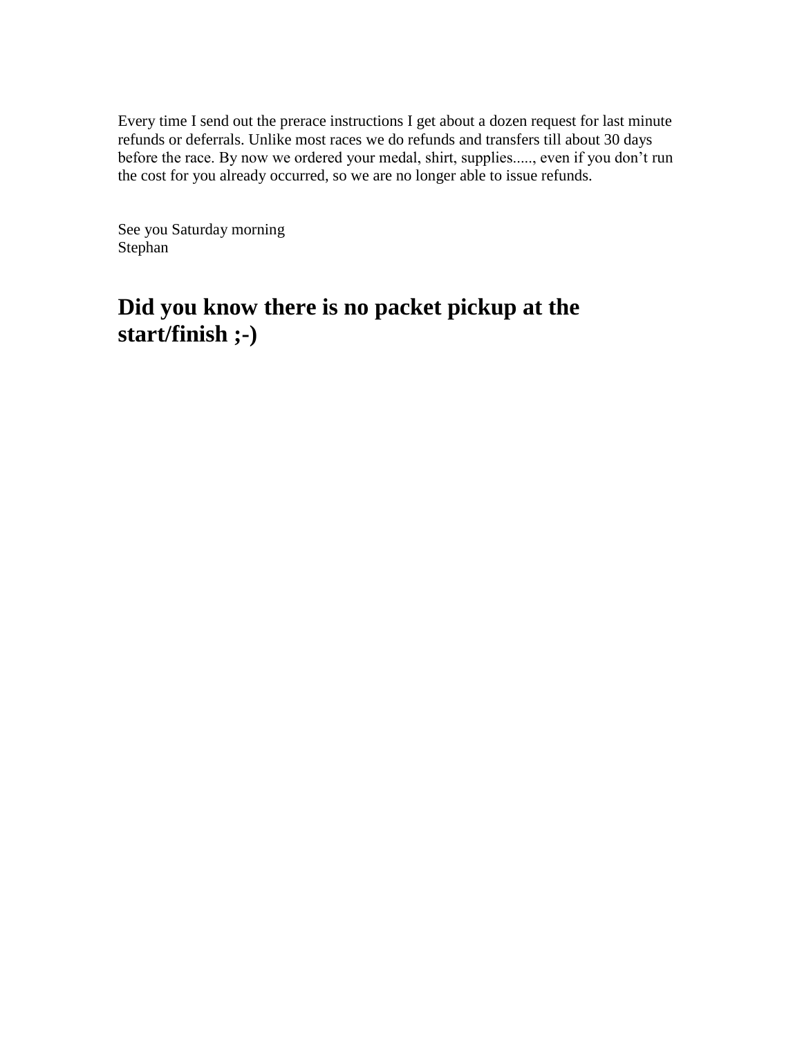Every time I send out the prerace instructions I get about a dozen request for last minute refunds or deferrals. Unlike most races we do refunds and transfers till about 30 days before the race. By now we ordered your medal, shirt, supplies....., even if you don't run the cost for you already occurred, so we are no longer able to issue refunds.

See you Saturday morning
Stephan

## Did you know there is no packet pickup at the start/finish ;-)